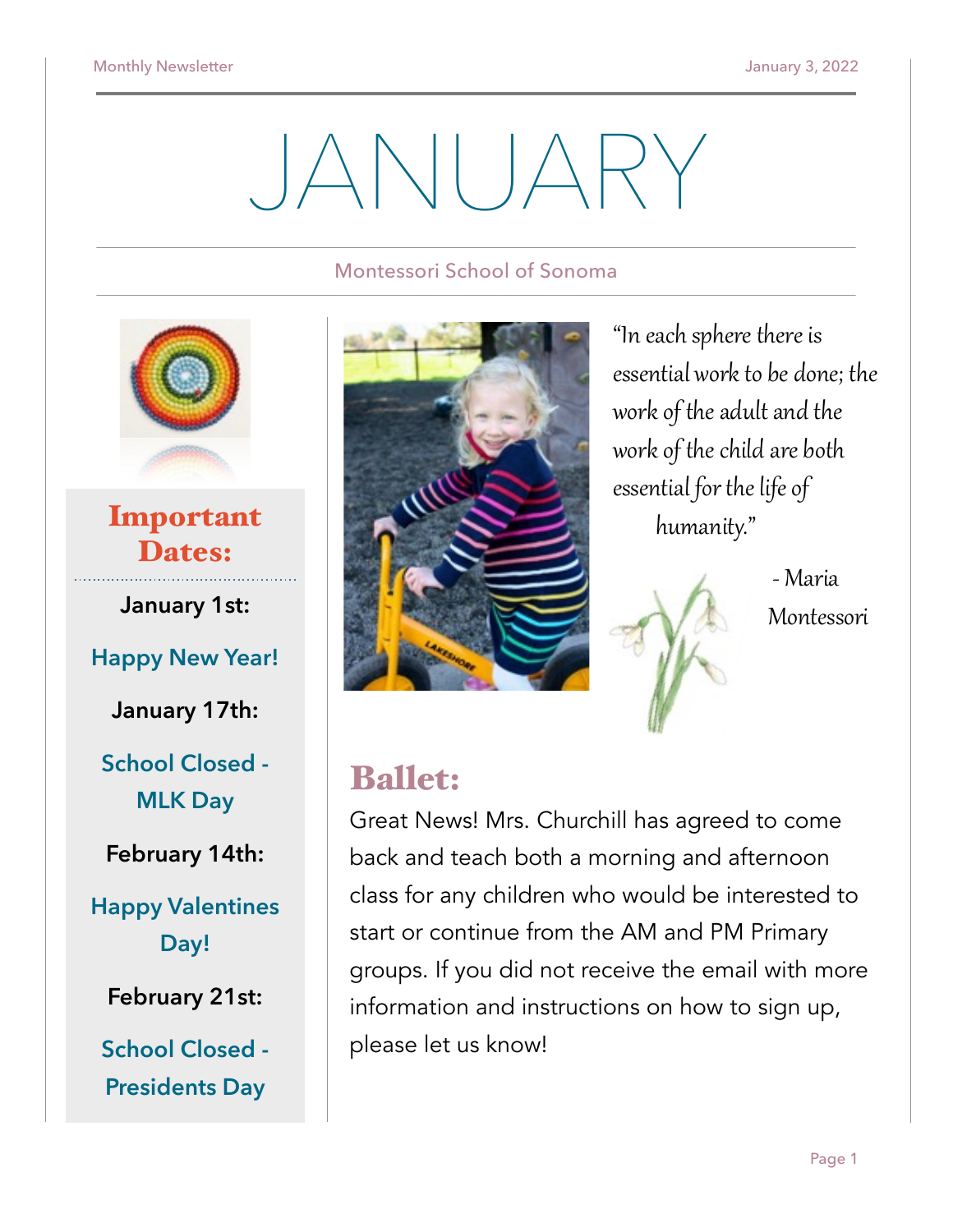# JANUARY

Montessori School of Sonoma

## Important Dates:

**January 1st:**

Happy New Year!

**January 17th:**

School Closed - MLK Day

**February 14th:**

Happy Valentines Day!

**February 21st:**

School Closed - Presidents Day

*"In each sphere there is essential work to be done; the work of the adult and the work of the child are both essential for the life of humanity."*

*- Maria Montessori*

## Ballet:

Great News! Mrs. Churchill has agreed to come back and teach both a morning and afternoon class for any children who would be interested to start or continue from the AM and PM Primary groups. If you did not receive the email with more information and instructions on how to sign up, please let us know!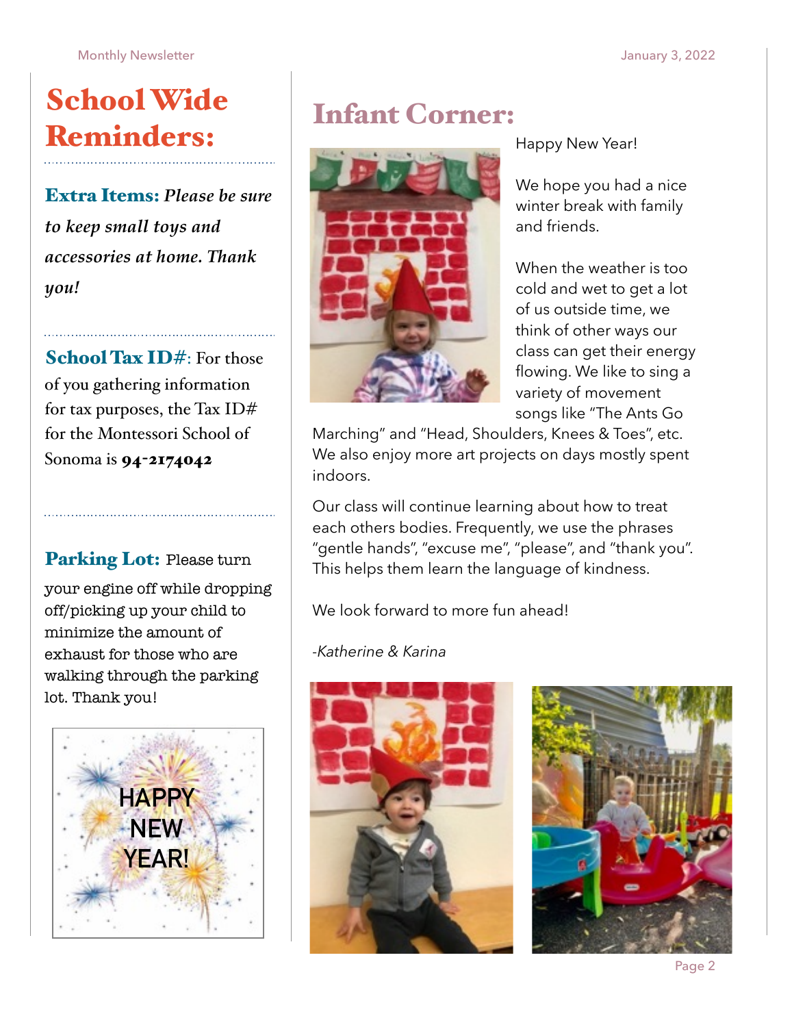## School Wide Reminders:

**Extra Items:** *Please be sure to keep small toys and accessories at home. Thank you!*

**School Tax ID#**: For those of you gathering information for tax purposes, the Tax ID# for the Montessori School of Sonoma is **94-2174042**

**Parking Lot:** Please turn your engine off while dropping off/picking up your child to minimize the amount of exhaust for those who are walking through the parking lot. Thank you!

HAPPY NEW YEAR!

## Infant Corner:

Happy New Year!

We hope you had a nice winter break with family and friends.

When the weather is too cold and wet to get a lot of us outside time, we think of other ways our class can get their energy flowing. We like to sing a variety of movement songs like "The Ants Go Marching" and "Head, Shoulders, Knees & Toes", etc. We also enjoy more art projects on days mostly spent indoors.

Our class will continue learning about how to treat each others bodies. Frequently, we use the phrases "gentle hands", "excuse me", "please", and "thank you". This helps them learn the language of kindness.

We look forward to more fun ahead!

*-Katherine & Karina*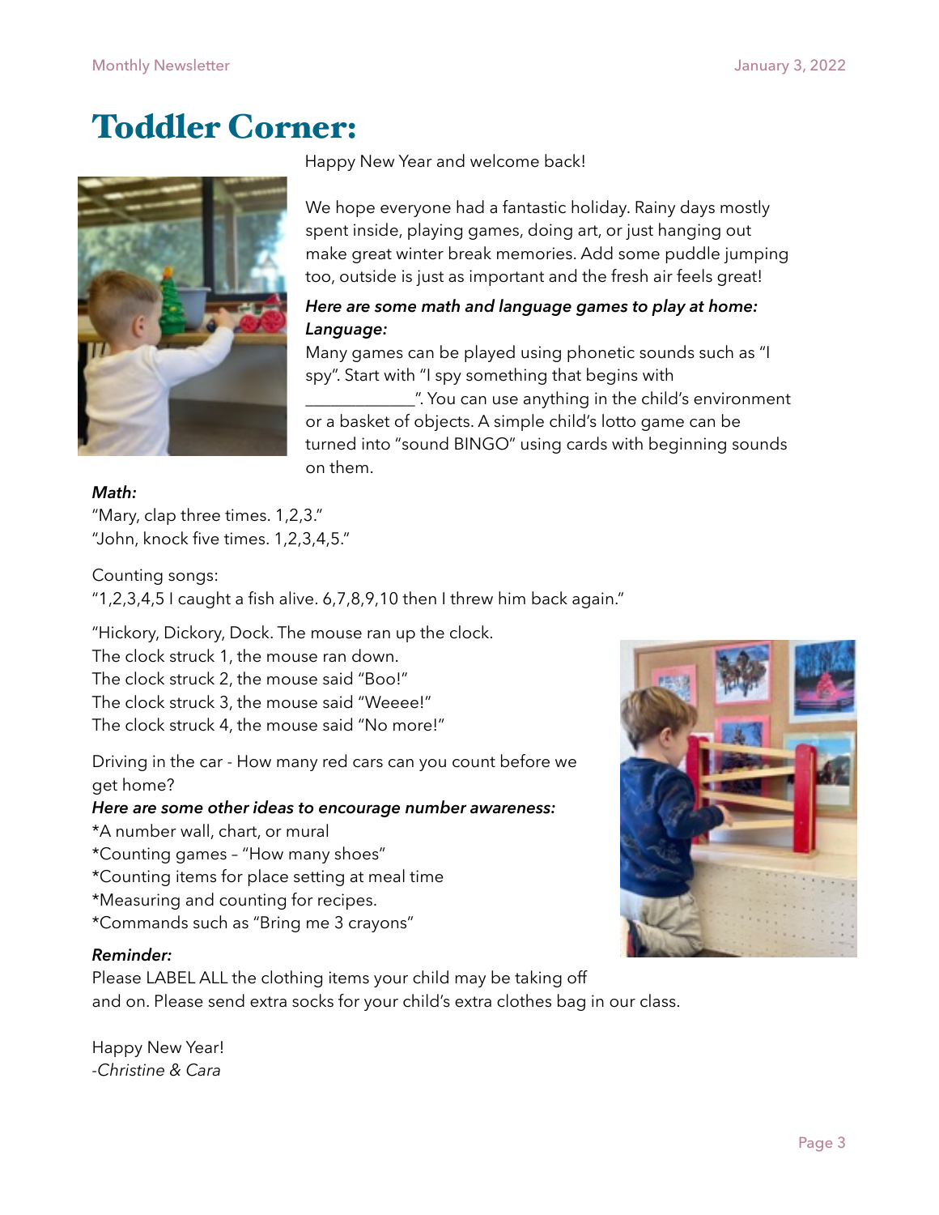# Toddler Corner:

Happy New Year and welcome back!

We hope everyone had a fantastic holiday. Rainy days mostly spent inside, playing games, doing art, or just hanging out make great winter break memories. Add some puddle jumping too, outside is just as important and the fresh air feels great!

***Here are some math and language games to play at home:***

***Language:***

Many games can be played using phonetic sounds such as "I spy". Start with "I spy something that begins with _____________". You can use anything in the child's environment or a basket of objects. A simple child's lotto game can be turned into "sound BINGO" using cards with beginning sounds on them.

***Math:***

"Mary, clap three times. 1,2,3."
"John, knock five times. 1,2,3,4,5."

Counting songs:
"1,2,3,4,5 I caught a fish alive. 6,7,8,9,10 then I threw him back again."

"Hickory, Dickory, Dock. The mouse ran up the clock.
The clock struck 1, the mouse ran down.
The clock struck 2, the mouse said "Boo!"
The clock struck 3, the mouse said "Weeee!"
The clock struck 4, the mouse said "No more!"

Driving in the car - How many red cars can you count before we get home?

***Here are some other ideas to encourage number awareness:***

*A number wall, chart, or mural
*Counting games – "How many shoes"
*Counting items for place setting at meal time
*Measuring and counting for recipes.
*Commands such as "Bring me 3 crayons"

***Reminder:***

Please LABEL ALL the clothing items your child may be taking off and on. Please send extra socks for your child's extra clothes bag in our class.

Happy New Year!
-*Christine & Cara*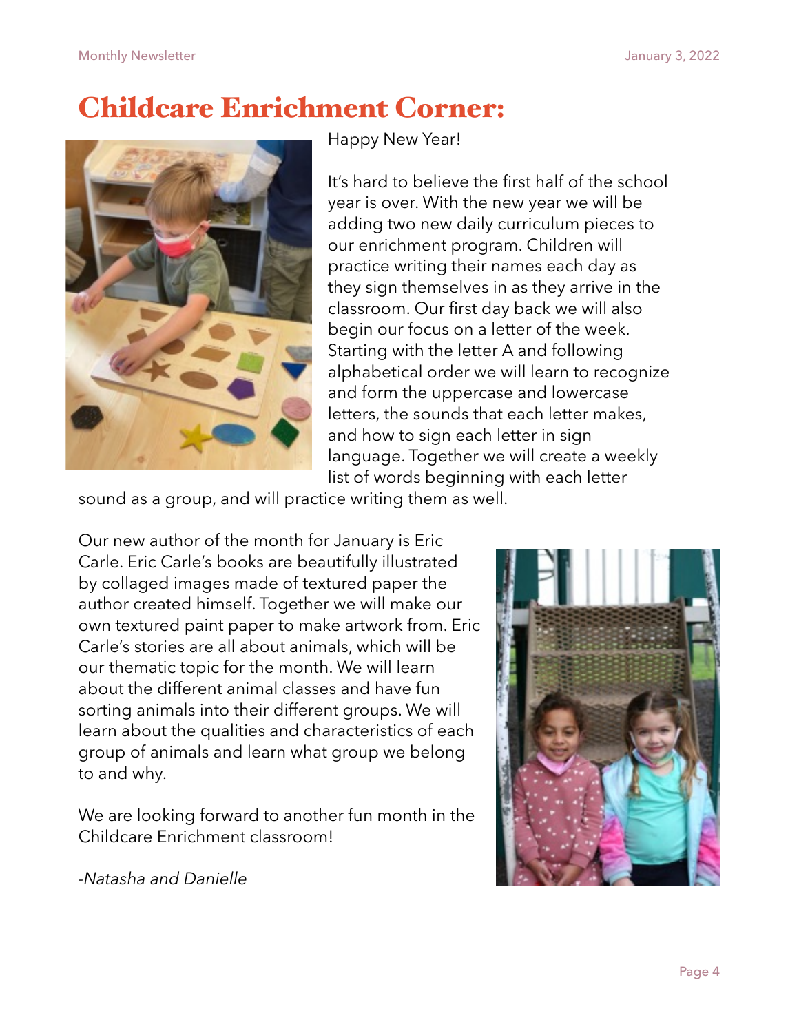# Childcare Enrichment Corner:

Happy New Year!

It's hard to believe the first half of the school year is over. With the new year we will be adding two new daily curriculum pieces to our enrichment program. Children will practice writing their names each day as they sign themselves in as they arrive in the classroom. Our first day back we will also begin our focus on a letter of the week. Starting with the letter A and following alphabetical order we will learn to recognize and form the uppercase and lowercase letters, the sounds that each letter makes, and how to sign each letter in sign language. Together we will create a weekly list of words beginning with each letter sound as a group, and will practice writing them as well.

Our new author of the month for January is Eric Carle. Eric Carle's books are beautifully illustrated by collaged images made of textured paper the author created himself. Together we will make our own textured paint paper to make artwork from. Eric Carle's stories are all about animals, which will be our thematic topic for the month. We will learn about the different animal classes and have fun sorting animals into their different groups. We will learn about the qualities and characteristics of each group of animals and learn what group we belong to and why.

We are looking forward to another fun month in the Childcare Enrichment classroom!

*-Natasha and Danielle*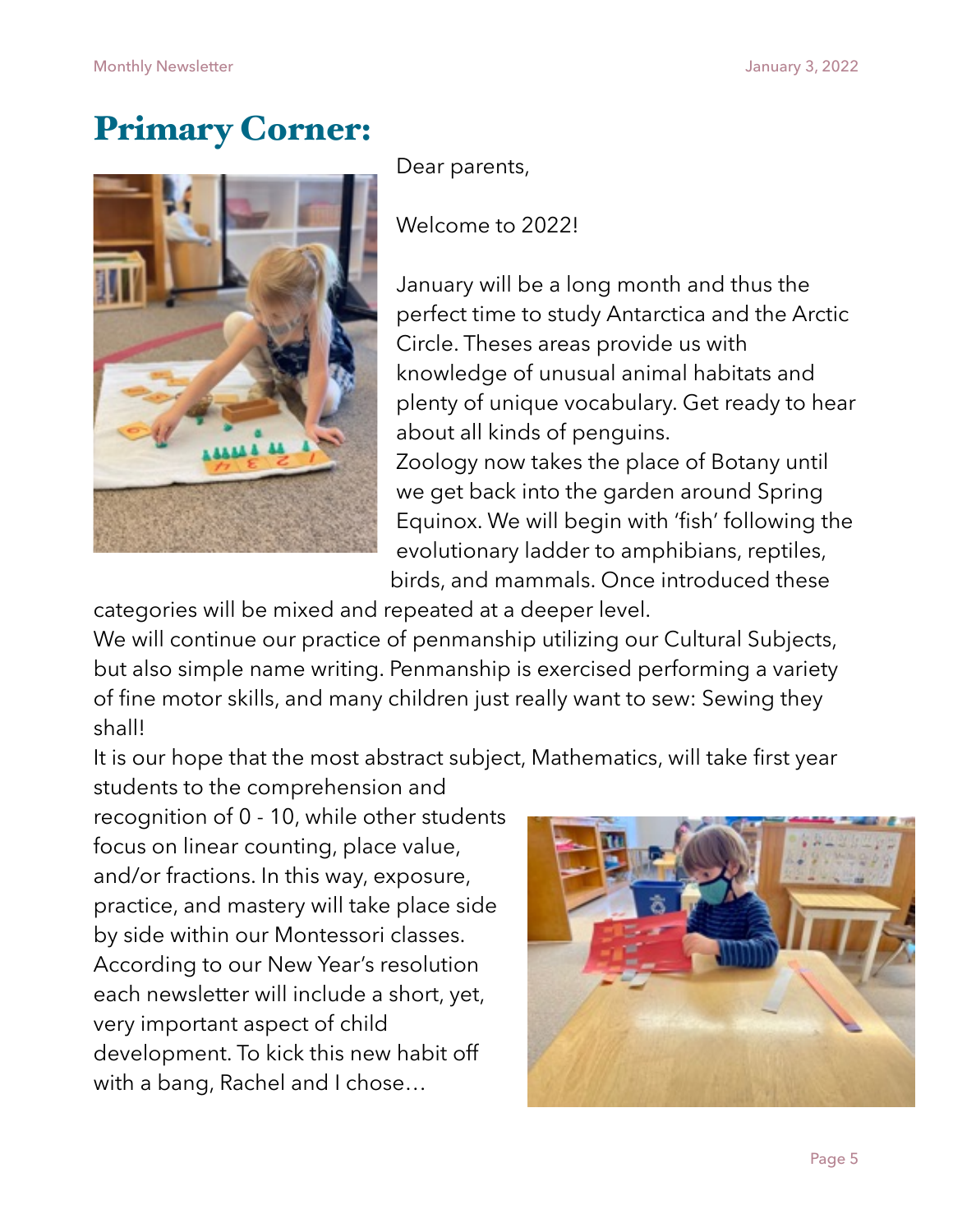# Primary Corner:

Dear parents,

Welcome to 2022!

January will be a long month and thus the perfect time to study Antarctica and the Arctic Circle. Theses areas provide us with knowledge of unusual animal habitats and plenty of unique vocabulary. Get ready to hear about all kinds of penguins.

Zoology now takes the place of Botany until we get back into the garden around Spring Equinox. We will begin with 'fish' following the evolutionary ladder to amphibians, reptiles, birds, and mammals. Once introduced these categories will be mixed and repeated at a deeper level.

We will continue our practice of penmanship utilizing our Cultural Subjects, but also simple name writing. Penmanship is exercised performing a variety of fine motor skills, and many children just really want to sew: Sewing they shall!

It is our hope that the most abstract subject, Mathematics, will take first year students to the comprehension and recognition of 0 - 10, while other students focus on linear counting, place value, and/or fractions. In this way, exposure, practice, and mastery will take place side by side within our Montessori classes.

According to our New Year's resolution each newsletter will include a short, yet, very important aspect of child development. To kick this new habit off with a bang, Rachel and I chose…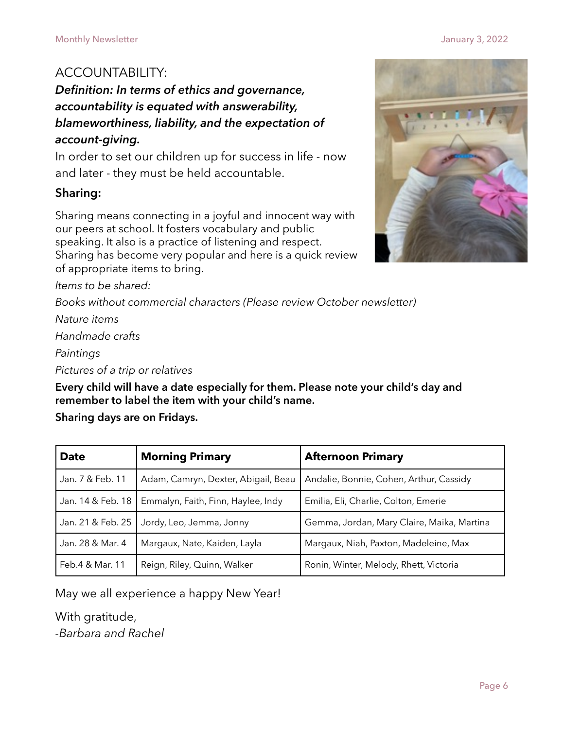ACCOUNTABILITY:

***Definition: In terms of ethics and governance, accountability is equated with answerability, blameworthiness, liability, and the expectation of account-giving.***

In order to set our children up for success in life - now and later - they must be held accountable.

**Sharing:**

Sharing means connecting in a joyful and innocent way with our peers at school. It fosters vocabulary and public speaking. It also is a practice of listening and respect. Sharing has become very popular and here is a quick review of appropriate items to bring.

*Items to be shared:*

*Books without commercial characters (Please review October newsletter)*

*Nature items*

*Handmade crafts*

*Paintings*

*Pictures of a trip or relatives*

**Every child will have a date especially for them. Please note your child's day and remember to label the item with your child's name.**

**Sharing days are on Fridays.**

| Date | Morning Primary | Afternoon Primary |
|---|---|---|
| Jan. 7 & Feb. 11 | Adam, Camryn, Dexter, Abigail, Beau | Andalie, Bonnie, Cohen, Arthur, Cassidy |
| Jan. 14 & Feb. 18 | Emmalyn, Faith, Finn, Haylee, Indy | Emilia, Eli, Charlie, Colton, Emerie |
| Jan. 21 & Feb. 25 | Jordy, Leo, Jemma, Jonny | Gemma, Jordan, Mary Claire, Maika, Martina |
| Jan. 28 & Mar. 4 | Margaux, Nate, Kaiden, Layla | Margaux, Niah, Paxton, Madeleine, Max |
| Feb.4 & Mar. 11 | Reign, Riley, Quinn, Walker | Ronin, Winter, Melody, Rhett, Victoria |

May we all experience a happy New Year!

With gratitude,
*-Barbara and Rachel*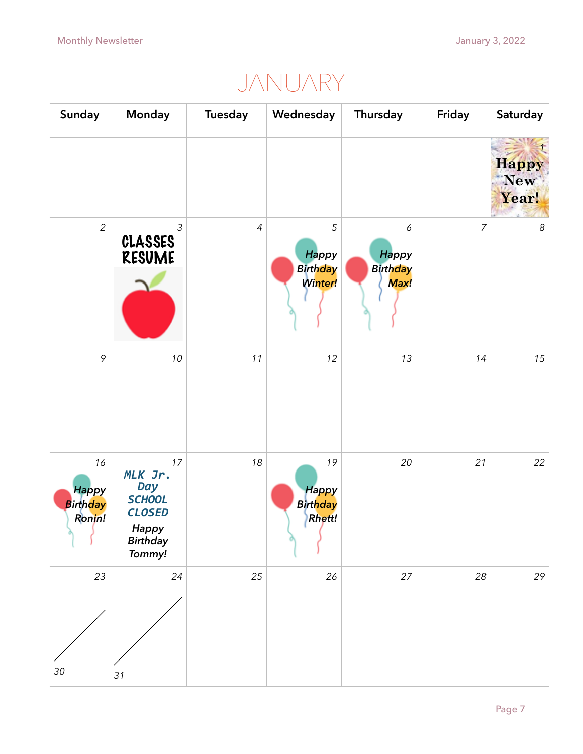# JANUARY

| Sunday | Monday | Tuesday | Wednesday | Thursday | Friday | Saturday |
|---|---|---|---|---|---|---|
| | | | | | | 1 Happy New Year! |
| 2 | 3 CLASSES RESUME | 4 | 5 Happy Birthday Winter! | 6 Happy Birthday Max! | 7 | 8 |
| 9 | 10 | 11 | 12 | 13 | 14 | 15 |
| 16 Happy Birthday Ronin! | 17 MLK Jr. Day SCHOOL CLOSED Happy Birthday Tommy! | 18 | 19 Happy Birthday Rhett! | 20 | 21 | 22 |
| 23 / 30 | 24 / 31 | 25 | 26 | 27 | 28 | 29 |